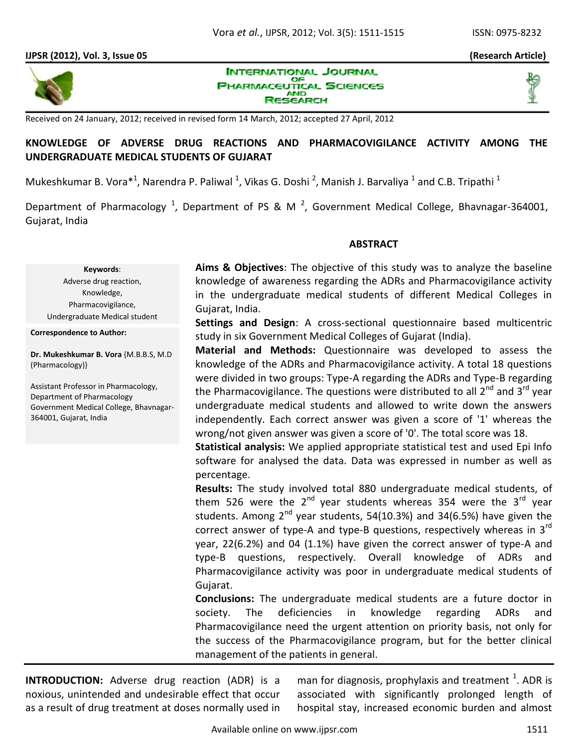Received on 24 January, 2012; received in revised form 14 March, 2012; accepted 27 April, 2012

# KNOWLEDGE OF ADVERSE DRUG REACTIONS AND PHARMACOVIGILANCE ACTIVITY AMONG THE UNDERGRADUATE MEDICAL STUDENTS OF GUJARAT

Mukeshkumar B. Vora*[1], Narendra P. Paliwal [1], Vikas G. Doshi [2], Manish J. Barvaliya [1] and C.B. Tripathi [1]

Department of Pharmacology [1], Department of PS & M [2], Government Medical College, Bhavnagar-364001, Gujarat, India

**Keywords**:

Adverse drug reaction,
Knowledge,
Pharmacovigilance,
Undergraduate Medical student

**Correspondence to Author:**

**Dr. Mukeshkumar B. Vora** {M.B.B.S, M.D (Pharmacology)}

Assistant Professor in Pharmacology, Department of Pharmacology Government Medical College, Bhavnagar-364001, Gujarat, India

## ABSTRACT

**Aims & Objectives**: The objective of this study was to analyze the baseline knowledge of awareness regarding the ADRs and Pharmacovigilance activity in the undergraduate medical students of different Medical Colleges in Gujarat, India.

**Settings and Design**: A cross-sectional questionnaire based multicentric study in six Government Medical Colleges of Gujarat (India).

**Material and Methods:** Questionnaire was developed to assess the knowledge of the ADRs and Pharmacovigilance activity. A total 18 questions were divided in two groups: Type-A regarding the ADRs and Type-B regarding the Pharmacovigilance. The questions were distributed to all 2nd and 3rd year undergraduate medical students and allowed to write down the answers independently. Each correct answer was given a score of '1' whereas the wrong/not given answer was given a score of '0'. The total score was 18.

**Statistical analysis:** We applied appropriate statistical test and used Epi Info software for analysed the data. Data was expressed in number as well as percentage.

**Results:** The study involved total 880 undergraduate medical students, of them 526 were the 2nd year students whereas 354 were the 3rd year students. Among 2nd year students, 54(10.3%) and 34(6.5%) have given the correct answer of type-A and type-B questions, respectively whereas in 3rd year, 22(6.2%) and 04 (1.1%) have given the correct answer of type-A and type-B questions, respectively. Overall knowledge of ADRs and Pharmacovigilance activity was poor in undergraduate medical students of Gujarat.

**Conclusions:** The undergraduate medical students are a future doctor in society. The deficiencies in knowledge regarding ADRs and Pharmacovigilance need the urgent attention on priority basis, not only for the success of the Pharmacovigilance program, but for the better clinical management of the patients in general.

**INTRODUCTION:** Adverse drug reaction (ADR) is a noxious, unintended and undesirable effect that occur as a result of drug treatment at doses normally used in man for diagnosis, prophylaxis and treatment [1]. ADR is associated with significantly prolonged length of hospital stay, increased economic burden and almost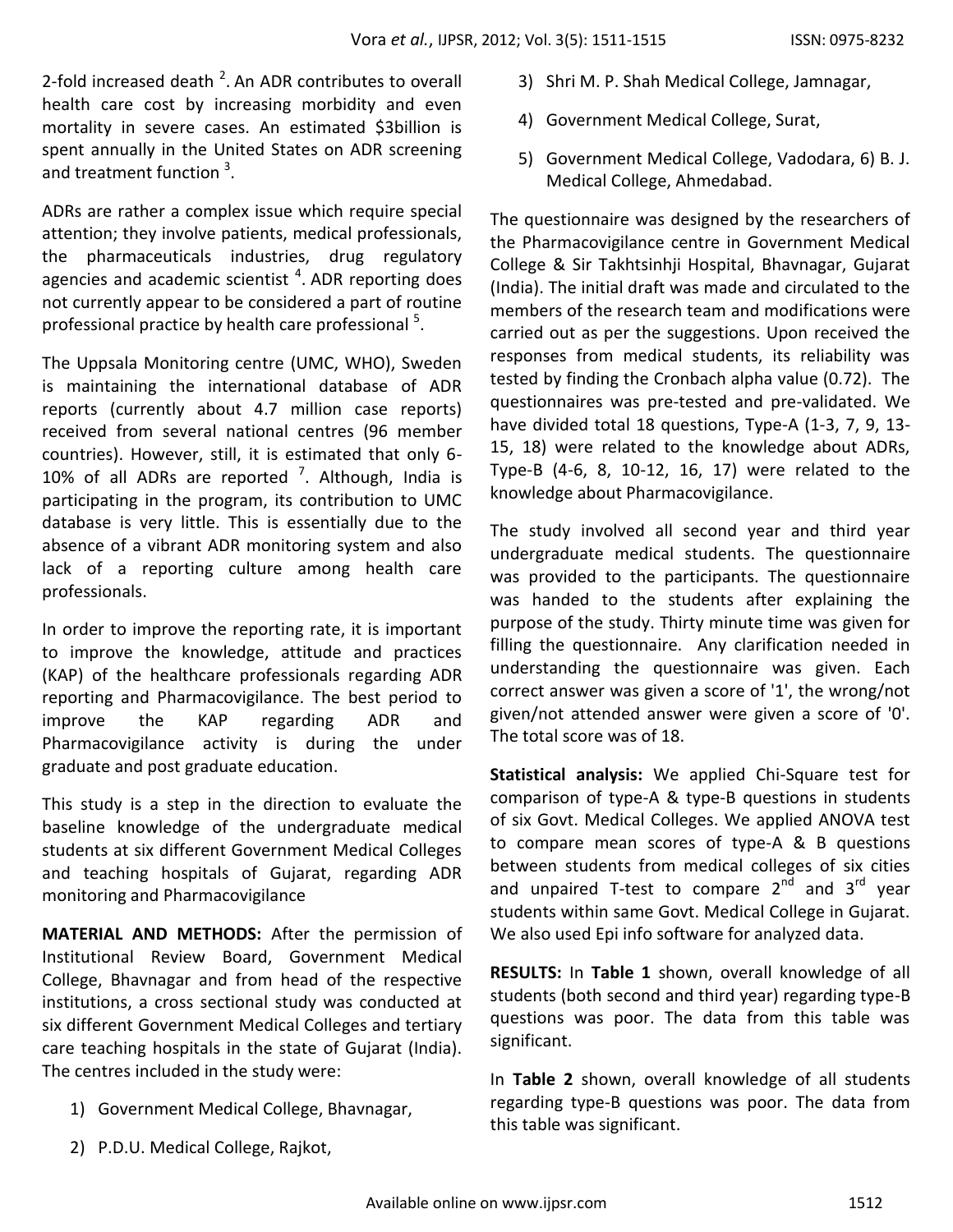2-fold increased death [2]. An ADR contributes to overall health care cost by increasing morbidity and even mortality in severe cases. An estimated $3billion is spent annually in the United States on ADR screening and treatment function [3].

ADRs are rather a complex issue which require special attention; they involve patients, medical professionals, the pharmaceuticals industries, drug regulatory agencies and academic scientist [4]. ADR reporting does not currently appear to be considered a part of routine professional practice by health care professional [5].

The Uppsala Monitoring centre (UMC, WHO), Sweden is maintaining the international database of ADR reports (currently about 4.7 million case reports) received from several national centres (96 member countries). However, still, it is estimated that only 6-10% of all ADRs are reported [7]. Although, India is participating in the program, its contribution to UMC database is very little. This is essentially due to the absence of a vibrant ADR monitoring system and also lack of a reporting culture among health care professionals.

In order to improve the reporting rate, it is important to improve the knowledge, attitude and practices (KAP) of the healthcare professionals regarding ADR reporting and Pharmacovigilance. The best period to improve the KAP regarding ADR and Pharmacovigilance activity is during the under graduate and post graduate education.

This study is a step in the direction to evaluate the baseline knowledge of the undergraduate medical students at six different Government Medical Colleges and teaching hospitals of Gujarat, regarding ADR monitoring and Pharmacovigilance

**MATERIAL AND METHODS:** After the permission of Institutional Review Board, Government Medical College, Bhavnagar and from head of the respective institutions, a cross sectional study was conducted at six different Government Medical Colleges and tertiary care teaching hospitals in the state of Gujarat (India). The centres included in the study were:

1) Government Medical College, Bhavnagar,
2) P.D.U. Medical College, Rajkot,
3) Shri M. P. Shah Medical College, Jamnagar,
4) Government Medical College, Surat,
5) Government Medical College, Vadodara, 6) B. J. Medical College, Ahmedabad.

The questionnaire was designed by the researchers of the Pharmacovigilance centre in Government Medical College & Sir Takhtsinhji Hospital, Bhavnagar, Gujarat (India). The initial draft was made and circulated to the members of the research team and modifications were carried out as per the suggestions. Upon received the responses from medical students, its reliability was tested by finding the Cronbach alpha value (0.72). The questionnaires was pre-tested and pre-validated. We have divided total 18 questions, Type-A (1-3, 7, 9, 13-15, 18) were related to the knowledge about ADRs, Type-B (4-6, 8, 10-12, 16, 17) were related to the knowledge about Pharmacovigilance.

The study involved all second year and third year undergraduate medical students. The questionnaire was provided to the participants. The questionnaire was handed to the students after explaining the purpose of the study. Thirty minute time was given for filling the questionnaire. Any clarification needed in understanding the questionnaire was given. Each correct answer was given a score of '1', the wrong/not given/not attended answer were given a score of '0'. The total score was of 18.

**Statistical analysis:** We applied Chi-Square test for comparison of type-A & type-B questions in students of six Govt. Medical Colleges. We applied ANOVA test to compare mean scores of type-A & B questions between students from medical colleges of six cities and unpaired T-test to compare 2nd and 3rd year students within same Govt. Medical College in Gujarat. We also used Epi info software for analyzed data.

**RESULTS:** In **Table 1** shown, overall knowledge of all students (both second and third year) regarding type-B questions was poor. The data from this table was significant.

In **Table 2** shown, overall knowledge of all students regarding type-B questions was poor. The data from this table was significant.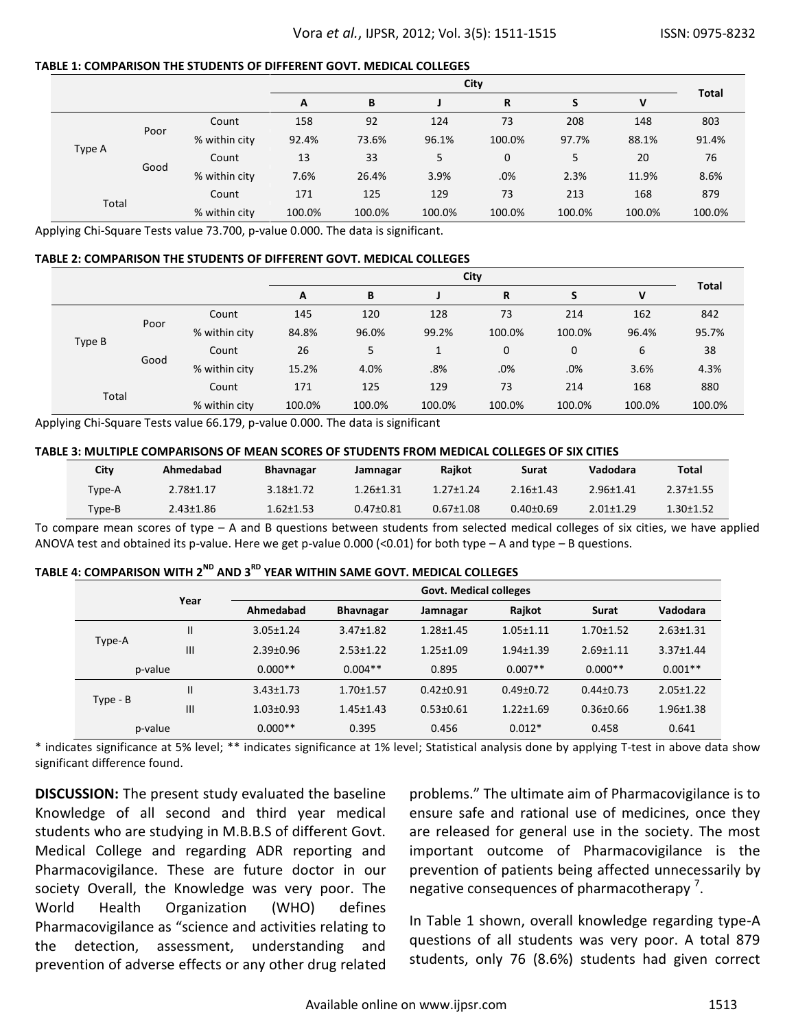**TABLE 1: COMPARISON THE STUDENTS OF DIFFERENT GOVT. MEDICAL COLLEGES**

| | | | City | | | | | | Total |
|---|---|---|---|---|---|---|---|---|---|
| | | | A | B | J | R | S | V | |
| Type A | Poor | Count | 158 | 92 | 124 | 73 | 208 | 148 | 803 |
| | | % within city | 92.4% | 73.6% | 96.1% | 100.0% | 97.7% | 88.1% | 91.4% |
| | Good | Count | 13 | 33 | 5 | 0 | 5 | 20 | 76 |
| | | % within city | 7.6% | 26.4% | 3.9% | .0% | 2.3% | 11.9% | 8.6% |
| Total | | Count | 171 | 125 | 129 | 73 | 213 | 168 | 879 |
| | | % within city | 100.0% | 100.0% | 100.0% | 100.0% | 100.0% | 100.0% | 100.0% |

Applying Chi-Square Tests value 73.700, p-value 0.000. The data is significant.

**TABLE 2: COMPARISON THE STUDENTS OF DIFFERENT GOVT. MEDICAL COLLEGES**

| | | | City | | | | | | Total |
|---|---|---|---|---|---|---|---|---|---|
| | | | A | B | J | R | S | V | |
| Type B | Poor | Count | 145 | 120 | 128 | 73 | 214 | 162 | 842 |
| | | % within city | 84.8% | 96.0% | 99.2% | 100.0% | 100.0% | 96.4% | 95.7% |
| | Good | Count | 26 | 5 | 1 | 0 | 0 | 6 | 38 |
| | | % within city | 15.2% | 4.0% | .8% | .0% | .0% | 3.6% | 4.3% |
| Total | | Count | 171 | 125 | 129 | 73 | 214 | 168 | 880 |
| | | % within city | 100.0% | 100.0% | 100.0% | 100.0% | 100.0% | 100.0% | 100.0% |

Applying Chi-Square Tests value 66.179, p-value 0.000. The data is significant

**TABLE 3: MULTIPLE COMPARISONS OF MEAN SCORES OF STUDENTS FROM MEDICAL COLLEGES OF SIX CITIES**

| City | Ahmedabad | Bhavnagar | Jamnagar | Rajkot | Surat | Vadodara | Total |
|---|---|---|---|---|---|---|---|
| Type-A | 2.78±1.17 | 3.18±1.72 | 1.26±1.31 | 1.27±1.24 | 2.16±1.43 | 2.96±1.41 | 2.37±1.55 |
| Type-B | 2.43±1.86 | 1.62±1.53 | 0.47±0.81 | 0.67±1.08 | 0.40±0.69 | 2.01±1.29 | 1.30±1.52 |

To compare mean scores of type – A and B questions between students from selected medical colleges of six cities, we have applied ANOVA test and obtained its p-value. Here we get p-value 0.000 (<0.01) for both type – A and type – B questions.

**TABLE 4: COMPARISON WITH 2ND AND 3RD YEAR WITHIN SAME GOVT. MEDICAL COLLEGES**

| | Year | Govt. Medical colleges | | | | | |
|---|---|---|---|---|---|---|---|
| | | Ahmedabad | Bhavnagar | Jamnagar | Rajkot | Surat | Vadodara |
| Type-A | II | 3.05±1.24 | 3.47±1.82 | 1.28±1.45 | 1.05±1.11 | 1.70±1.52 | 2.63±1.31 |
| | III | 2.39±0.96 | 2.53±1.22 | 1.25±1.09 | 1.94±1.39 | 2.69±1.11 | 3.37±1.44 |
| p-value | | 0.000** | 0.004** | 0.895 | 0.007** | 0.000** | 0.001** |
| Type - B | II | 3.43±1.73 | 1.70±1.57 | 0.42±0.91 | 0.49±0.72 | 0.44±0.73 | 2.05±1.22 |
| | III | 1.03±0.93 | 1.45±1.43 | 0.53±0.61 | 1.22±1.69 | 0.36±0.66 | 1.96±1.38 |
| p-value | | 0.000** | 0.395 | 0.456 | 0.012* | 0.458 | 0.641 |

* indicates significance at 5% level; ** indicates significance at 1% level; Statistical analysis done by applying T-test in above data show significant difference found.

**DISCUSSION:** The present study evaluated the baseline Knowledge of all second and third year medical students who are studying in M.B.B.S of different Govt. Medical College and regarding ADR reporting and Pharmacovigilance. These are future doctor in our society Overall, the Knowledge was very poor. The World Health Organization (WHO) defines Pharmacovigilance as "science and activities relating to the detection, assessment, understanding and prevention of adverse effects or any other drug related problems." The ultimate aim of Pharmacovigilance is to ensure safe and rational use of medicines, once they are released for general use in the society. The most important outcome of Pharmacovigilance is the prevention of patients being affected unnecessarily by negative consequences of pharmacotherapy [7].

In Table 1 shown, overall knowledge regarding type-A questions of all students was very poor. A total 879 students, only 76 (8.6%) students had given correct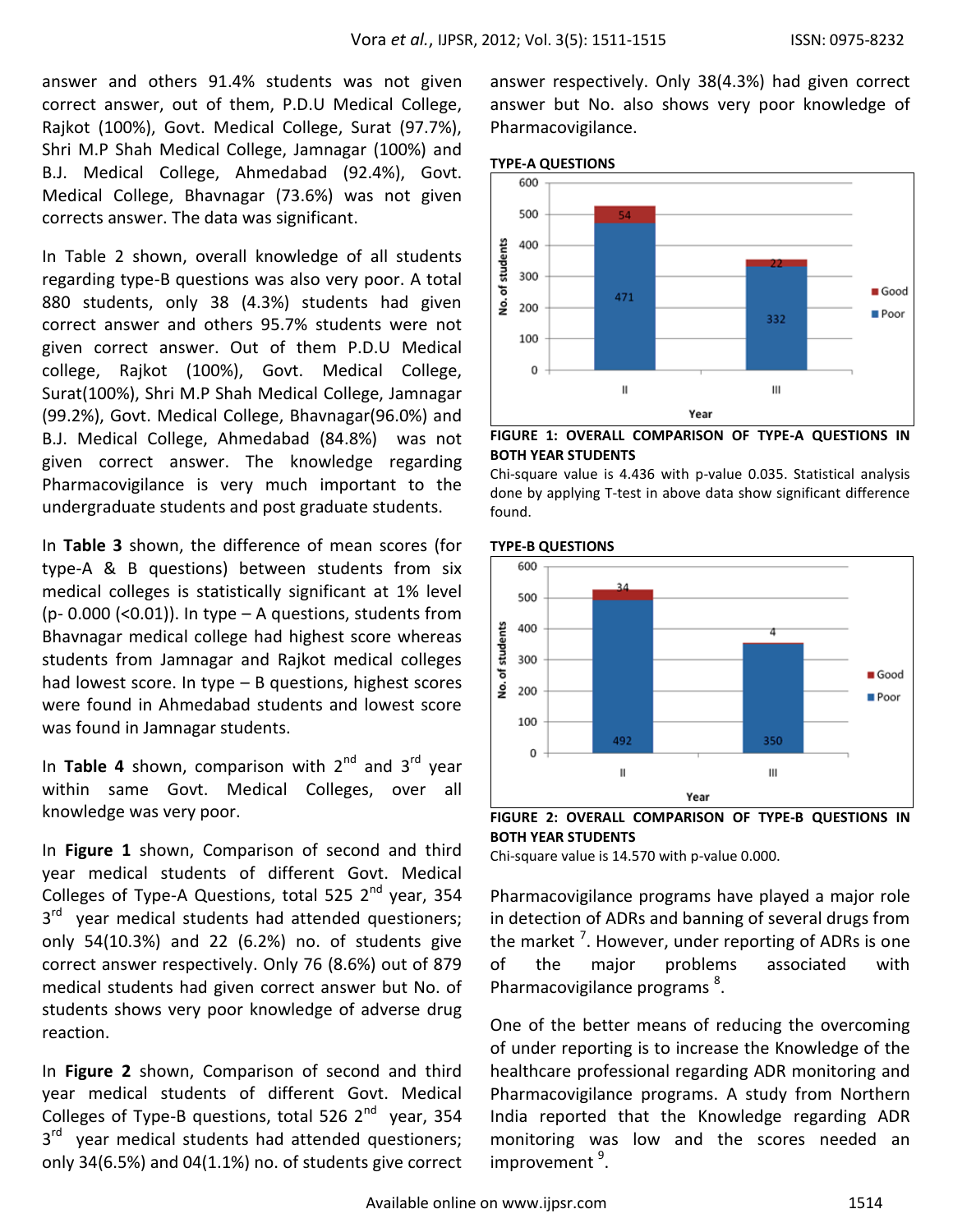answer and others 91.4% students was not given correct answer, out of them, P.D.U Medical College, Rajkot (100%), Govt. Medical College, Surat (97.7%), Shri M.P Shah Medical College, Jamnagar (100%) and B.J. Medical College, Ahmedabad (92.4%), Govt. Medical College, Bhavnagar (73.6%) was not given corrects answer. The data was significant.

In Table 2 shown, overall knowledge of all students regarding type-B questions was also very poor. A total 880 students, only 38 (4.3%) students had given correct answer and others 95.7% students were not given correct answer. Out of them P.D.U Medical college, Rajkot (100%), Govt. Medical College, Surat(100%), Shri M.P Shah Medical College, Jamnagar (99.2%), Govt. Medical College, Bhavnagar(96.0%) and B.J. Medical College, Ahmedabad (84.8%) was not given correct answer. The knowledge regarding Pharmacovigilance is very much important to the undergraduate students and post graduate students.

In **Table 3** shown, the difference of mean scores (for type-A & B questions) between students from six medical colleges is statistically significant at 1% level (p- 0.000 (<0.01)). In type – A questions, students from Bhavnagar medical college had highest score whereas students from Jamnagar and Rajkot medical colleges had lowest score. In type – B questions, highest scores were found in Ahmedabad students and lowest score was found in Jamnagar students.

In **Table 4** shown, comparison with 2nd and 3rd year within same Govt. Medical Colleges, over all knowledge was very poor.

In **Figure 1** shown, Comparison of second and third year medical students of different Govt. Medical Colleges of Type-A Questions, total 525 2nd year, 354 3rd year medical students had attended questioners; only 54(10.3%) and 22 (6.2%) no. of students give correct answer respectively. Only 76 (8.6%) out of 879 medical students had given correct answer but No. of students shows very poor knowledge of adverse drug reaction.

In **Figure 2** shown, Comparison of second and third year medical students of different Govt. Medical Colleges of Type-B questions, total 526 2nd year, 354 3rd year medical students had attended questioners; only 34(6.5%) and 04(1.1%) no. of students give correct answer respectively. Only 38(4.3%) had given correct answer but No. also shows very poor knowledge of Pharmacovigilance.

**TYPE-A QUESTIONS**

**FIGURE 1: OVERALL COMPARISON OF TYPE-A QUESTIONS IN BOTH YEAR STUDENTS**

Chi-square value is 4.436 with p-value 0.035. Statistical analysis done by applying T-test in above data show significant difference found.

**TYPE-B QUESTIONS**

**FIGURE 2: OVERALL COMPARISON OF TYPE-B QUESTIONS IN BOTH YEAR STUDENTS**

Chi-square value is 14.570 with p-value 0.000.

Pharmacovigilance programs have played a major role in detection of ADRs and banning of several drugs from the market [7]. However, under reporting of ADRs is one of the major problems associated with Pharmacovigilance programs [8].

One of the better means of reducing the overcoming of under reporting is to increase the Knowledge of the healthcare professional regarding ADR monitoring and Pharmacovigilance programs. A study from Northern India reported that the Knowledge regarding ADR monitoring was low and the scores needed an improvement [9].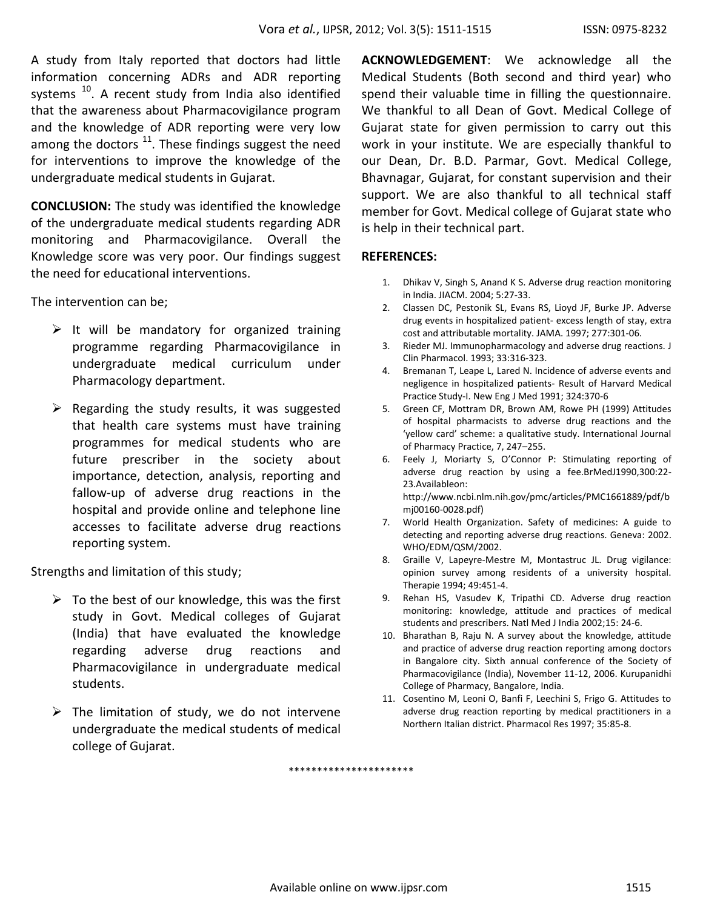A study from Italy reported that doctors had little information concerning ADRs and ADR reporting systems [10]. A recent study from India also identified that the awareness about Pharmacovigilance program and the knowledge of ADR reporting were very low among the doctors [11]. These findings suggest the need for interventions to improve the knowledge of the undergraduate medical students in Gujarat.

**CONCLUSION:** The study was identified the knowledge of the undergraduate medical students regarding ADR monitoring and Pharmacovigilance. Overall the Knowledge score was very poor. Our findings suggest the need for educational interventions.

The intervention can be;

- It will be mandatory for organized training programme regarding Pharmacovigilance in undergraduate medical curriculum under Pharmacology department.
- Regarding the study results, it was suggested that health care systems must have training programmes for medical students who are future prescriber in the society about importance, detection, analysis, reporting and fallow-up of adverse drug reactions in the hospital and provide online and telephone line accesses to facilitate adverse drug reactions reporting system.

Strengths and limitation of this study;

- To the best of our knowledge, this was the first study in Govt. Medical colleges of Gujarat (India) that have evaluated the knowledge regarding adverse drug reactions and Pharmacovigilance in undergraduate medical students.
- The limitation of study, we do not intervene undergraduate the medical students of medical college of Gujarat.

**ACKNOWLEDGEMENT**: We acknowledge all the Medical Students (Both second and third year) who spend their valuable time in filling the questionnaire. We thankful to all Dean of Govt. Medical College of Gujarat state for given permission to carry out this work in your institute. We are especially thankful to our Dean, Dr. B.D. Parmar, Govt. Medical College, Bhavnagar, Gujarat, for constant supervision and their support. We are also thankful to all technical staff member for Govt. Medical college of Gujarat state who is help in their technical part.

**REFERENCES:**

1. Dhikav V, Singh S, Anand K S. Adverse drug reaction monitoring in India. JIACM. 2004; 5:27-33.
2. Classen DC, Pestonik SL, Evans RS, Lioyd JF, Burke JP. Adverse drug events in hospitalized patient- excess length of stay, extra cost and attributable mortality. JAMA. 1997; 277:301-06.
3. Rieder MJ. Immunopharmacology and adverse drug reactions. J Clin Pharmacol. 1993; 33:316-323.
4. Bremanan T, Leape L, Lared N. Incidence of adverse events and negligence in hospitalized patients- Result of Harvard Medical Practice Study-I. New Eng J Med 1991; 324:370-6
5. Green CF, Mottram DR, Brown AM, Rowe PH (1999) Attitudes of hospital pharmacists to adverse drug reactions and the 'yellow card' scheme: a qualitative study. International Journal of Pharmacy Practice, 7, 247–255.
6. Feely J, Moriarty S, O'Connor P: Stimulating reporting of adverse drug reaction by using a fee.BrMedJ1990,300:22-23.Availableon: http://www.ncbi.nlm.nih.gov/pmc/articles/PMC1661889/pdf/bmj00160-0028.pdf)
7. World Health Organization. Safety of medicines: A guide to detecting and reporting adverse drug reactions. Geneva: 2002. WHO/EDM/QSM/2002.
8. Graille V, Lapeyre-Mestre M, Montastruc JL. Drug vigilance: opinion survey among residents of a university hospital. Therapie 1994; 49:451-4.
9. Rehan HS, Vasudev K, Tripathi CD. Adverse drug reaction monitoring: knowledge, attitude and practices of medical students and prescribers. Natl Med J India 2002;15: 24-6.
10. Bharathan B, Raju N. A survey about the knowledge, attitude and practice of adverse drug reaction reporting among doctors in Bangalore city. Sixth annual conference of the Society of Pharmacovigilance (India), November 11-12, 2006. Kurupanidhi College of Pharmacy, Bangalore, India.
11. Cosentino M, Leoni O, Banfi F, Leechini S, Frigo G. Attitudes to adverse drug reaction reporting by medical practitioners in a Northern Italian district. Pharmacol Res 1997; 35:85-8.

*********************